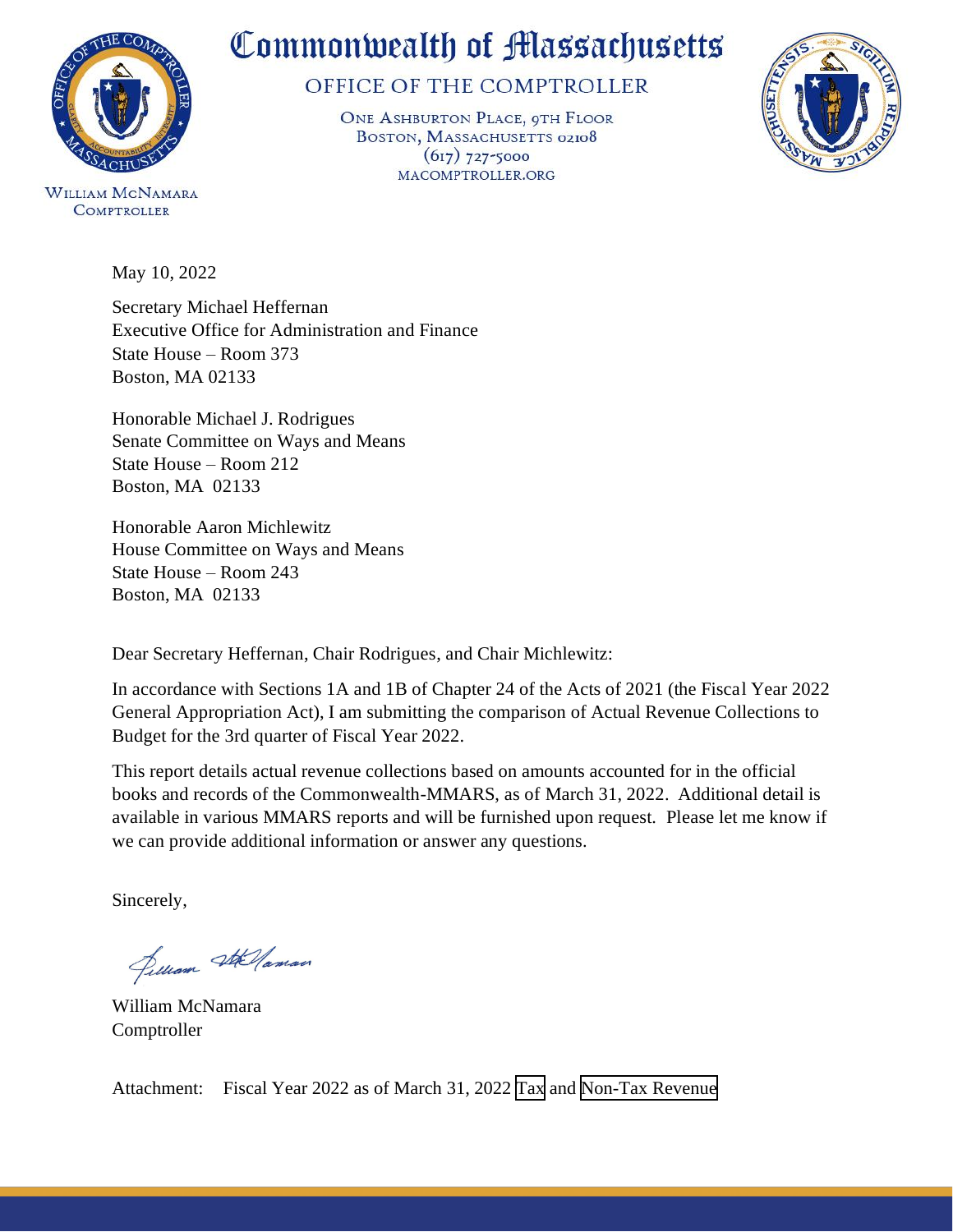# Commonwealth of Massachusetts

## OFFICE OF THE COMPTROLLER

ONE ASHBURTON PLACE, 9TH FLOOR
BOSTON, MASSACHUSETTS 02108
(617) 727-5000
MACOMPTROLLER.ORG

WILLIAM MCNAMARA
COMPTROLLER

May 10, 2022

Secretary Michael Heffernan
Executive Office for Administration and Finance
State House – Room 373
Boston, MA 02133

Honorable Michael J. Rodrigues
Senate Committee on Ways and Means
State House – Room 212
Boston, MA 02133

Honorable Aaron Michlewitz
House Committee on Ways and Means
State House – Room 243
Boston, MA 02133

Dear Secretary Heffernan, Chair Rodrigues, and Chair Michlewitz:

In accordance with Sections 1A and 1B of Chapter 24 of the Acts of 2021 (the Fiscal Year 2022 General Appropriation Act), I am submitting the comparison of Actual Revenue Collections to Budget for the 3rd quarter of Fiscal Year 2022.

This report details actual revenue collections based on amounts accounted for in the official books and records of the Commonwealth-MMARS, as of March 31, 2022. Additional detail is available in various MMARS reports and will be furnished upon request. Please let me know if we can provide additional information or answer any questions.

Sincerely,

William McNamara
Comptroller

Attachment: Fiscal Year 2022 as of March 31, 2022 Tax and Non-Tax Revenue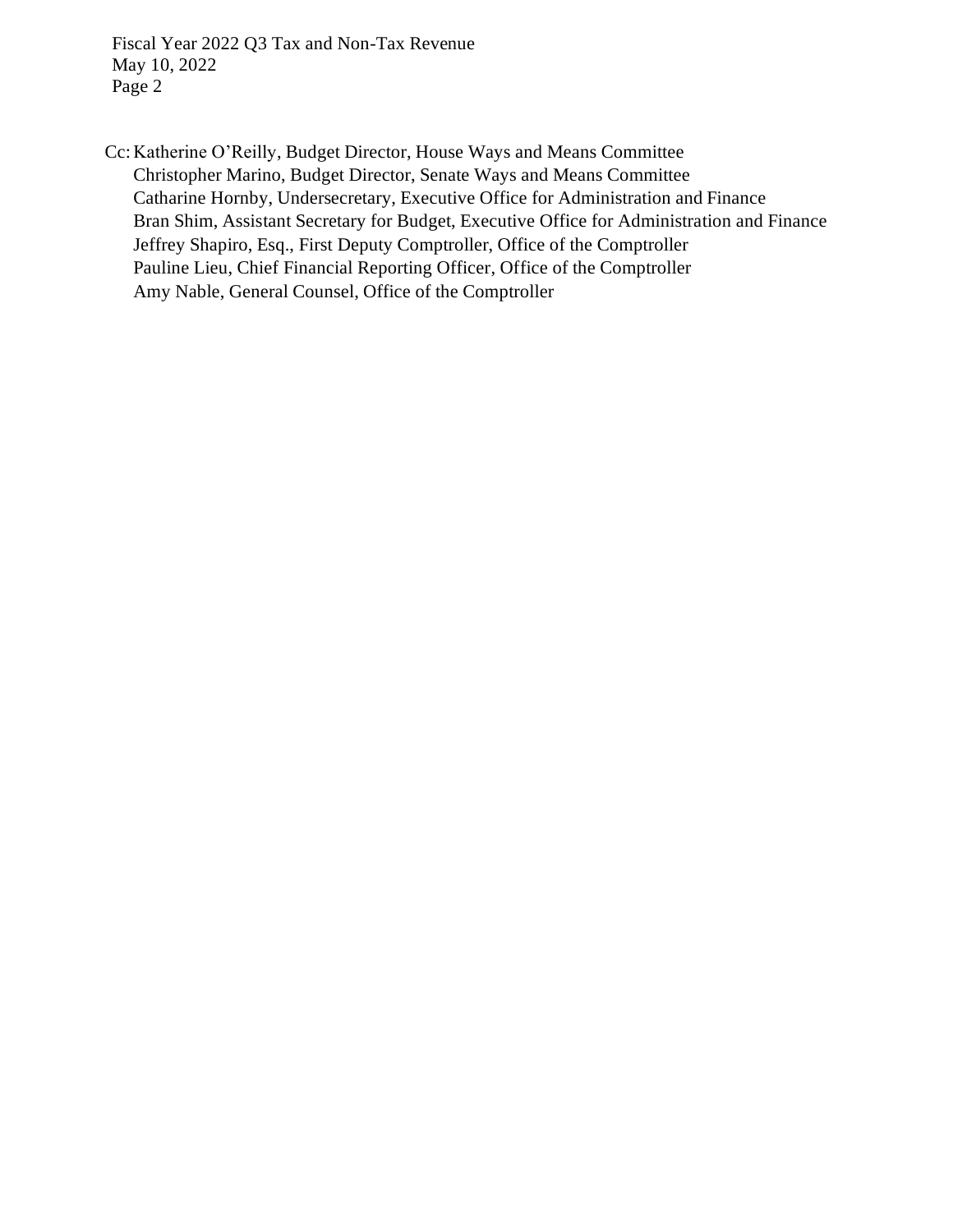Cc: Katherine O'Reilly, Budget Director, House Ways and Means Committee
Christopher Marino, Budget Director, Senate Ways and Means Committee
Catharine Hornby, Undersecretary, Executive Office for Administration and Finance
Bran Shim, Assistant Secretary for Budget, Executive Office for Administration and Finance
Jeffrey Shapiro, Esq., First Deputy Comptroller, Office of the Comptroller
Pauline Lieu, Chief Financial Reporting Officer, Office of the Comptroller
Amy Nable, General Counsel, Office of the Comptroller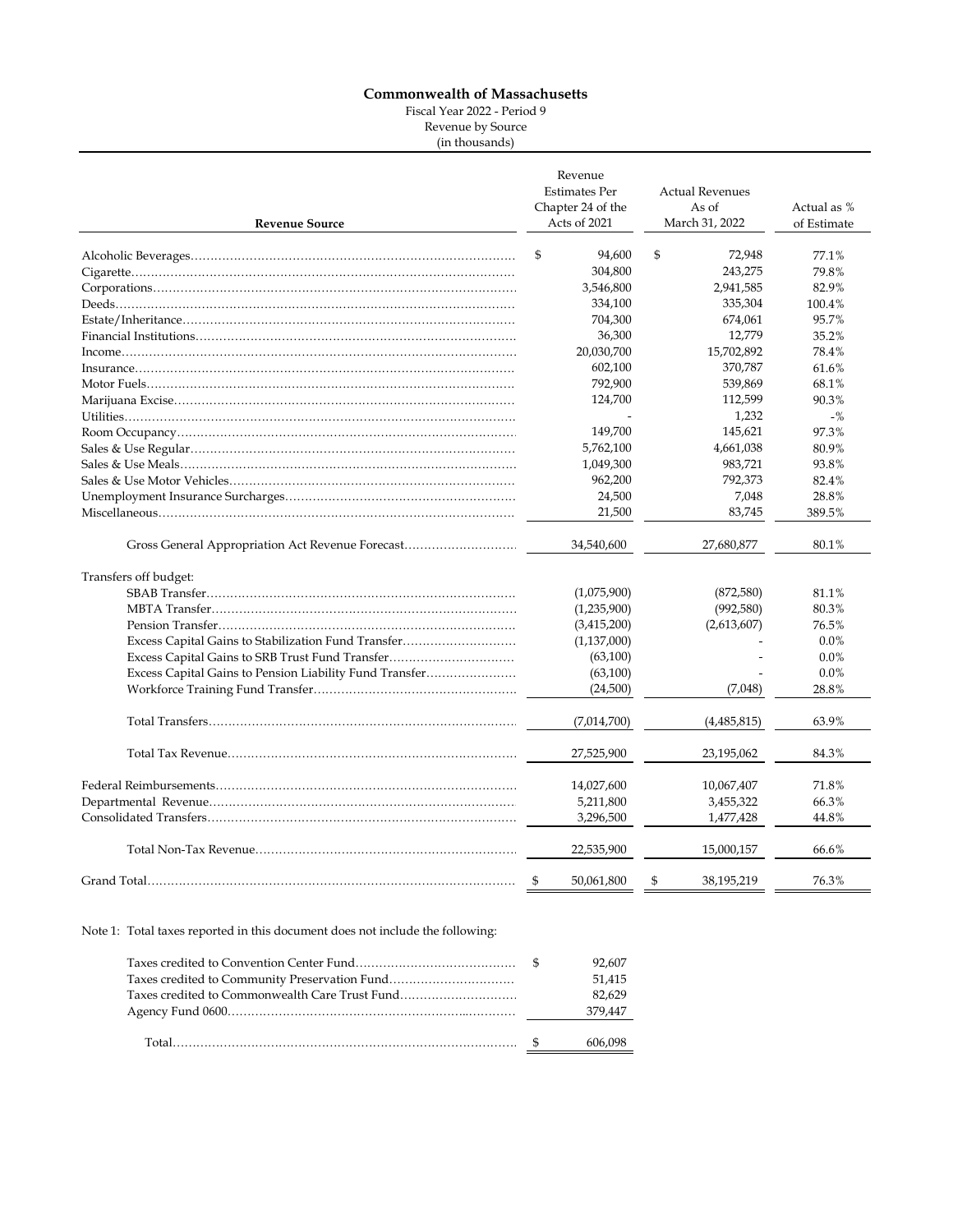**Commonwealth of Massachusetts**

Fiscal Year 2022 - Period 9

Revenue by Source

(in thousands)

| Revenue Source | Revenue Estimates Per Chapter 24 of the Acts of 2021 | Actual Revenues As of March 31, 2022 | Actual as % of Estimate |
|---|---|---|---|
| Alcoholic Beverages | $ 94,600 | $ 72,948 | 77.1% |
| Cigarette | 304,800 | 243,275 | 79.8% |
| Corporations | 3,546,800 | 2,941,585 | 82.9% |
| Deeds | 334,100 | 335,304 | 100.4% |
| Estate/Inheritance | 704,300 | 674,061 | 95.7% |
| Financial Institutions | 36,300 | 12,779 | 35.2% |
| Income | 20,030,700 | 15,702,892 | 78.4% |
| Insurance | 602,100 | 370,787 | 61.6% |
| Motor Fuels | 792,900 | 539,869 | 68.1% |
| Marijuana Excise | 124,700 | 112,599 | 90.3% |
| Utilities | - | 1,232 | -% |
| Room Occupancy | 149,700 | 145,621 | 97.3% |
| Sales & Use Regular | 5,762,100 | 4,661,038 | 80.9% |
| Sales & Use Meals | 1,049,300 | 983,721 | 93.8% |
| Sales & Use Motor Vehicles | 962,200 | 792,373 | 82.4% |
| Unemployment Insurance Surcharges | 24,500 | 7,048 | 28.8% |
| Miscellaneous | 21,500 | 83,745 | 389.5% |
| Gross General Appropriation Act Revenue Forecast | 34,540,600 | 27,680,877 | 80.1% |
| Transfers off budget: | | | |
| SBAB Transfer | (1,075,900) | (872,580) | 81.1% |
| MBTA Transfer | (1,235,900) | (992,580) | 80.3% |
| Pension Transfer | (3,415,200) | (2,613,607) | 76.5% |
| Excess Capital Gains to Stabilization Fund Transfer | (1,137,000) | - | 0.0% |
| Excess Capital Gains to SRB Trust Fund Transfer | (63,100) | - | 0.0% |
| Excess Capital Gains to Pension Liability Fund Transfer | (63,100) | - | 0.0% |
| Workforce Training Fund Transfer | (24,500) | (7,048) | 28.8% |
| Total Transfers | (7,014,700) | (4,485,815) | 63.9% |
| Total Tax Revenue | 27,525,900 | 23,195,062 | 84.3% |
| Federal Reimbursements | 14,027,600 | 10,067,407 | 71.8% |
| Departmental Revenue | 5,211,800 | 3,455,322 | 66.3% |
| Consolidated Transfers | 3,296,500 | 1,477,428 | 44.8% |
| Total Non-Tax Revenue | 22,535,900 | 15,000,157 | 66.6% |
| Grand Total | $ 50,061,800 | $ 38,195,219 | 76.3% |

Note 1: Total taxes reported in this document does not include the following:

| | |
|---|---|
| Taxes credited to Convention Center Fund | $ 92,607 |
| Taxes credited to Community Preservation Fund | 51,415 |
| Taxes credited to Commonwealth Care Trust Fund | 82,629 |
| Agency Fund 0600 | 379,447 |
| Total | $ 606,098 |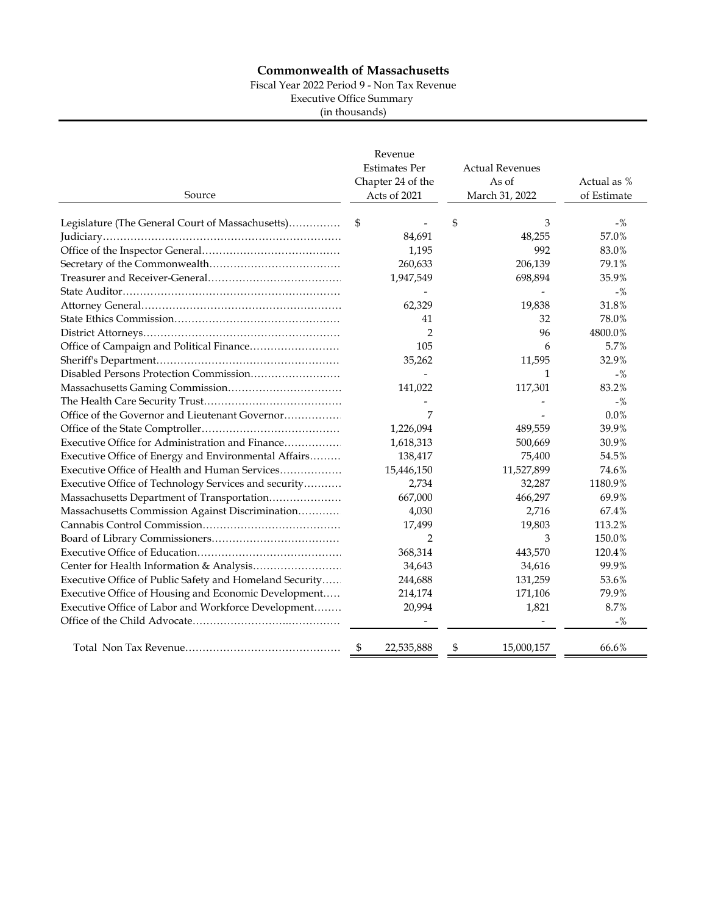# Commonwealth of Massachusetts

Fiscal Year 2022 Period 9 - Non Tax Revenue
Executive Office Summary
(in thousands)

| Source | Revenue Estimates Per Chapter 24 of the Acts of 2021 | Actual Revenues As of March 31, 2022 | Actual as % of Estimate |
|---|---|---|---|
| Legislature (The General Court of Massachusetts) | $ - | $ 3 | -% |
| Judiciary | 84,691 | 48,255 | 57.0% |
| Office of the Inspector General | 1,195 | 992 | 83.0% |
| Secretary of the Commonwealth | 260,633 | 206,139 | 79.1% |
| Treasurer and Receiver-General | 1,947,549 | 698,894 | 35.9% |
| State Auditor | - | - | -% |
| Attorney General | 62,329 | 19,838 | 31.8% |
| State Ethics Commission | 41 | 32 | 78.0% |
| District Attorneys | 2 | 96 | 4800.0% |
| Office of Campaign and Political Finance | 105 | 6 | 5.7% |
| Sheriff's Department | 35,262 | 11,595 | 32.9% |
| Disabled Persons Protection Commission | - | 1 | -% |
| Massachusetts Gaming Commission | 141,022 | 117,301 | 83.2% |
| The Health Care Security Trust | - | - | -% |
| Office of the Governor and Lieutenant Governor | 7 | - | 0.0% |
| Office of the State Comptroller | 1,226,094 | 489,559 | 39.9% |
| Executive Office for Administration and Finance | 1,618,313 | 500,669 | 30.9% |
| Executive Office of Energy and Environmental Affairs | 138,417 | 75,400 | 54.5% |
| Executive Office of Health and Human Services | 15,446,150 | 11,527,899 | 74.6% |
| Executive Office of Technology Services and security | 2,734 | 32,287 | 1180.9% |
| Massachusetts Department of Transportation | 667,000 | 466,297 | 69.9% |
| Massachusetts Commission Against Discrimination | 4,030 | 2,716 | 67.4% |
| Cannabis Control Commission | 17,499 | 19,803 | 113.2% |
| Board of Library Commissioners | 2 | 3 | 150.0% |
| Executive Office of Education | 368,314 | 443,570 | 120.4% |
| Center for Health Information & Analysis | 34,643 | 34,616 | 99.9% |
| Executive Office of Public Safety and Homeland Security | 244,688 | 131,259 | 53.6% |
| Executive Office of Housing and Economic Development | 214,174 | 171,106 | 79.9% |
| Executive Office of Labor and Workforce Development | 20,994 | 1,821 | 8.7% |
| Office of the Child Advocate | - | - | -% |
| Total Non Tax Revenue | $ 22,535,888 | $ 15,000,157 | 66.6% |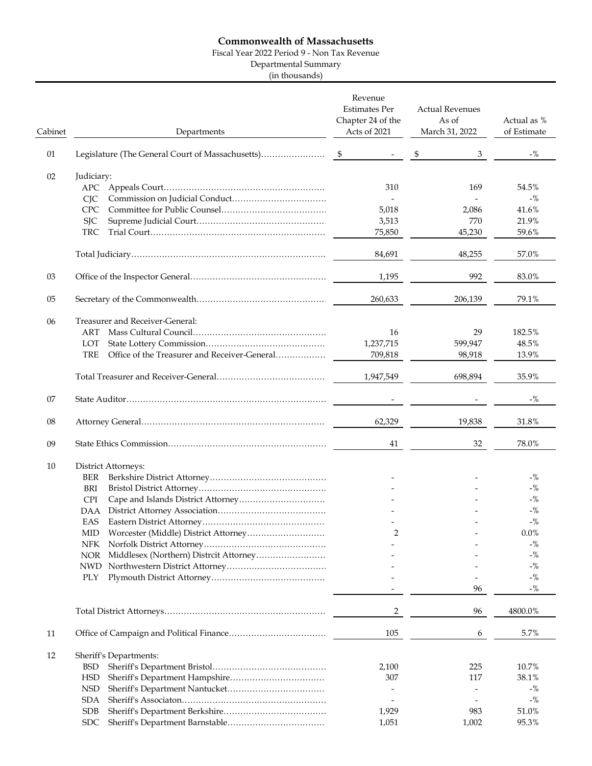**Commonwealth of Massachusetts**

Fiscal Year 2022 Period 9 - Non Tax Revenue

Departmental Summary

(in thousands)

| Cabinet | Departments | Revenue Estimates Per Chapter 24 of the Acts of 2021 | Actual Revenues As of March 31, 2022 | Actual as % of Estimate |
|---|---|---|---|---|
| 01 | Legislature (The General Court of Massachusetts) | $ - | $ 3 | -% |
| 02 | Judiciary: | | | |
| | APC Appeals Court | 310 | 169 | 54.5% |
| | CJC Commission on Judicial Conduct | - | - | -% |
| | CPC Committee for Public Counsel | 5,018 | 2,086 | 41.6% |
| | SJC Supreme Judicial Court | 3,513 | 770 | 21.9% |
| | TRC Trial Court | 75,850 | 45,230 | 59.6% |
| | Total Judiciary | 84,691 | 48,255 | 57.0% |
| 03 | Office of the Inspector General | 1,195 | 992 | 83.0% |
| 05 | Secretary of the Commonwealth | 260,633 | 206,139 | 79.1% |
| 06 | Treasurer and Receiver-General: | | | |
| | ART Mass Cultural Council | 16 | 29 | 182.5% |
| | LOT State Lottery Commission | 1,237,715 | 599,947 | 48.5% |
| | TRE Office of the Treasurer and Receiver-General | 709,818 | 98,918 | 13.9% |
| | Total Treasurer and Receiver-General | 1,947,549 | 698,894 | 35.9% |
| 07 | State Auditor | - | - | -% |
| 08 | Attorney General | 62,329 | 19,838 | 31.8% |
| 09 | State Ethics Commission | 41 | 32 | 78.0% |
| 10 | District Attorneys: | | | |
| | BER Berkshire District Attorney | - | - | -% |
| | BRI Bristol District Attorney | - | - | -% |
| | CPI Cape and Islands District Attorney | - | - | -% |
| | DAA District Attorney Association | - | - | -% |
| | EAS Eastern District Attorney | - | - | -% |
| | MID Worcester (Middle) District Attorney | 2 | - | 0.0% |
| | NFK Norfolk District Attorney | - | - | -% |
| | NOR Middlesex (Northern) Distrcit Attorney | - | - | -% |
| | NWD Northwestern District Attorney | - | - | -% |
| | PLY Plymouth District Attorney | - | - | -% |
| | | - | 96 | -% |
| | Total District Attorneys | 2 | 96 | 4800.0% |
| 11 | Office of Campaign and Political Finance | 105 | 6 | 5.7% |
| 12 | Sheriff's Departments: | | | |
| | BSD Sheriff's Department Bristol | 2,100 | 225 | 10.7% |
| | HSD Sheriff's Department Hampshire | 307 | 117 | 38.1% |
| | NSD Sheriff's Department Nantucket | - | - | -% |
| | SDA Sheriff's Associaton | - | - | -% |
| | SDB Sheriff's Department Berkshire | 1,929 | 983 | 51.0% |
| | SDC Sheriff's Department Barnstable | 1,051 | 1,002 | 95.3% |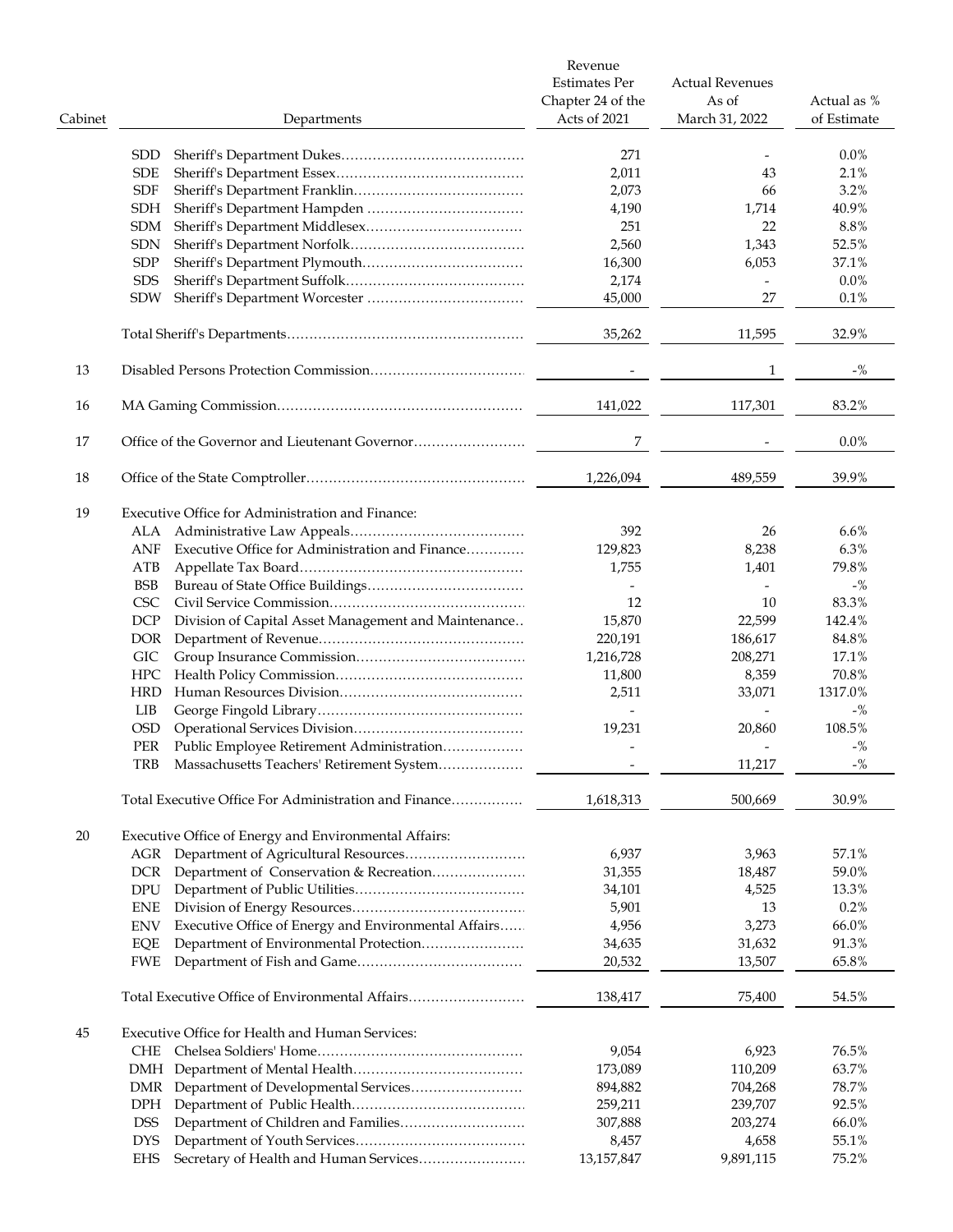| Cabinet | | Departments | Revenue Estimates Per Chapter 24 of the Acts of 2021 | Actual Revenues As of March 31, 2022 | Actual as % of Estimate |
|---|---|---|---|---|---|
| | SDD | Sheriff's Department Dukes | 271 | - | 0.0% |
| | SDE | Sheriff's Department Essex | 2,011 | 43 | 2.1% |
| | SDF | Sheriff's Department Franklin | 2,073 | 66 | 3.2% |
| | SDH | Sheriff's Department Hampden | 4,190 | 1,714 | 40.9% |
| | SDM | Sheriff's Department Middlesex | 251 | 22 | 8.8% |
| | SDN | Sheriff's Department Norfolk | 2,560 | 1,343 | 52.5% |
| | SDP | Sheriff's Department Plymouth | 16,300 | 6,053 | 37.1% |
| | SDS | Sheriff's Department Suffolk | 2,174 | - | 0.0% |
| | SDW | Sheriff's Department Worcester | 45,000 | 27 | 0.1% |
| | | Total Sheriff's Departments | 35,262 | 11,595 | 32.9% |
| 13 | | Disabled Persons Protection Commission | - | 1 | -% |
| 16 | | MA Gaming Commission | 141,022 | 117,301 | 83.2% |
| 17 | | Office of the Governor and Lieutenant Governor | 7 | - | 0.0% |
| 18 | | Office of the State Comptroller | 1,226,094 | 489,559 | 39.9% |
| 19 | | Executive Office for Administration and Finance: | | | |
| | ALA | Administrative Law Appeals | 392 | 26 | 6.6% |
| | ANF | Executive Office for Administration and Finance | 129,823 | 8,238 | 6.3% |
| | ATB | Appellate Tax Board | 1,755 | 1,401 | 79.8% |
| | BSB | Bureau of State Office Buildings | - | - | -% |
| | CSC | Civil Service Commission | 12 | 10 | 83.3% |
| | DCP | Division of Capital Asset Management and Maintenance | 15,870 | 22,599 | 142.4% |
| | DOR | Department of Revenue | 220,191 | 186,617 | 84.8% |
| | GIC | Group Insurance Commission | 1,216,728 | 208,271 | 17.1% |
| | HPC | Health Policy Commission | 11,800 | 8,359 | 70.8% |
| | HRD | Human Resources Division | 2,511 | 33,071 | 1317.0% |
| | LIB | George Fingold Library | - | - | -% |
| | OSD | Operational Services Division | 19,231 | 20,860 | 108.5% |
| | PER | Public Employee Retirement Administration | - | - | -% |
| | TRB | Massachusetts Teachers' Retirement System | - | 11,217 | -% |
| | | Total Executive Office For Administration and Finance | 1,618,313 | 500,669 | 30.9% |
| 20 | | Executive Office of Energy and Environmental Affairs: | | | |
| | AGR | Department of Agricultural Resources | 6,937 | 3,963 | 57.1% |
| | DCR | Department of Conservation & Recreation | 31,355 | 18,487 | 59.0% |
| | DPU | Department of Public Utilities | 34,101 | 4,525 | 13.3% |
| | ENE | Division of Energy Resources | 5,901 | 13 | 0.2% |
| | ENV | Executive Office of Energy and Environmental Affairs | 4,956 | 3,273 | 66.0% |
| | EQE | Department of Environmental Protection | 34,635 | 31,632 | 91.3% |
| | FWE | Department of Fish and Game | 20,532 | 13,507 | 65.8% |
| | | Total Executive Office of Environmental Affairs | 138,417 | 75,400 | 54.5% |
| 45 | | Executive Office for Health and Human Services: | | | |
| | CHE | Chelsea Soldiers' Home | 9,054 | 6,923 | 76.5% |
| | DMH | Department of Mental Health | 173,089 | 110,209 | 63.7% |
| | DMR | Department of Developmental Services | 894,882 | 704,268 | 78.7% |
| | DPH | Department of Public Health | 259,211 | 239,707 | 92.5% |
| | DSS | Department of Children and Families | 307,888 | 203,274 | 66.0% |
| | DYS | Department of Youth Services | 8,457 | 4,658 | 55.1% |
| | EHS | Secretary of Health and Human Services | 13,157,847 | 9,891,115 | 75.2% |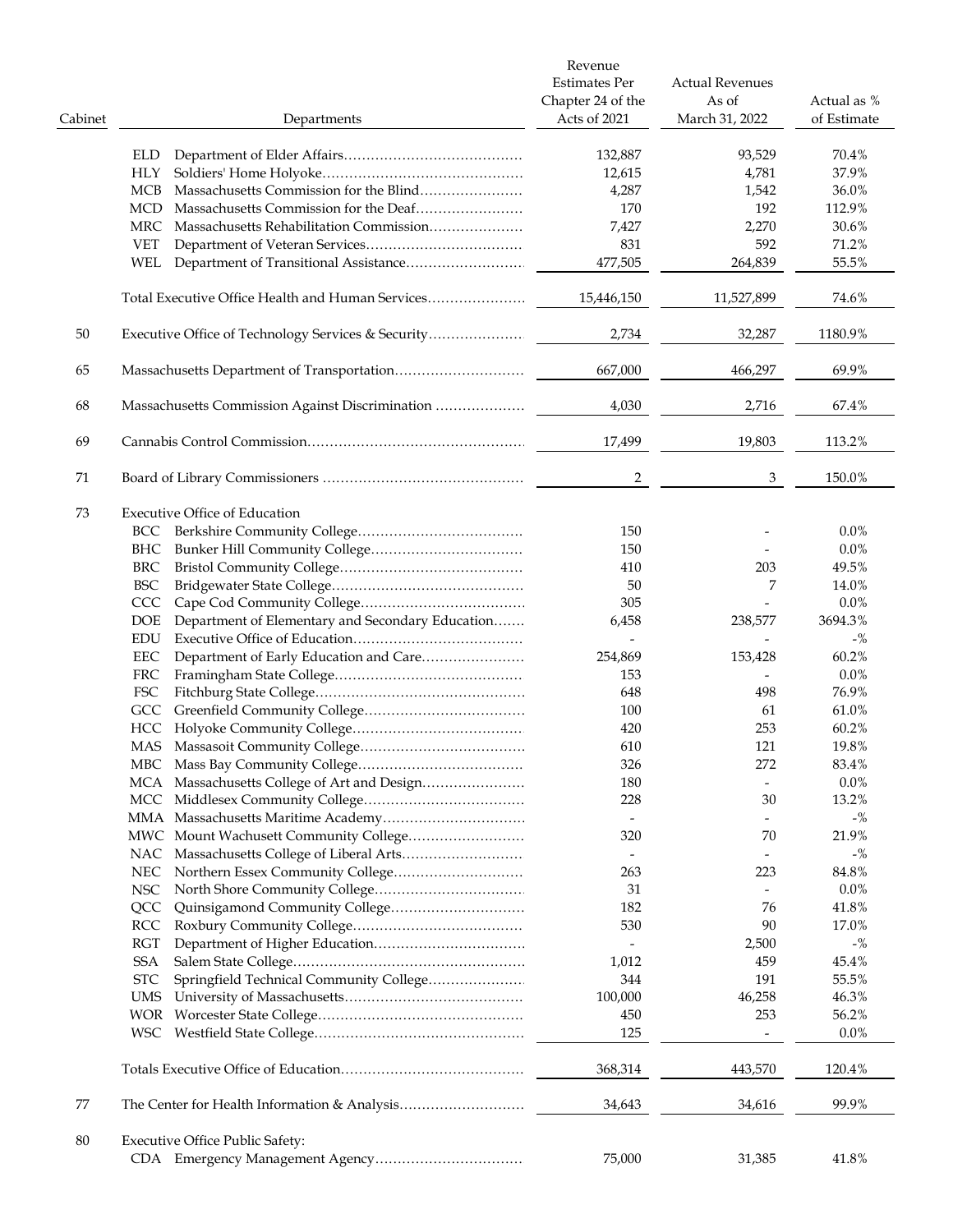| Cabinet | | Departments | Revenue Estimates Per Chapter 24 of the Acts of 2021 | Actual Revenues As of March 31, 2022 | Actual as % of Estimate |
|---|---|---|---|---|---|
| | ELD | Department of Elder Affairs | 132,887 | 93,529 | 70.4% |
| | HLY | Soldiers' Home Holyoke | 12,615 | 4,781 | 37.9% |
| | MCB | Massachusetts Commission for the Blind | 4,287 | 1,542 | 36.0% |
| | MCD | Massachusetts Commission for the Deaf | 170 | 192 | 112.9% |
| | MRC | Massachusetts Rehabilitation Commission | 7,427 | 2,270 | 30.6% |
| | VET | Department of Veteran Services | 831 | 592 | 71.2% |
| | WEL | Department of Transitional Assistance | 477,505 | 264,839 | 55.5% |
| | | Total Executive Office Health and Human Services | 15,446,150 | 11,527,899 | 74.6% |
| 50 | | Executive Office of Technology Services & Security | 2,734 | 32,287 | 1180.9% |
| 65 | | Massachusetts Department of Transportation | 667,000 | 466,297 | 69.9% |
| 68 | | Massachusetts Commission Against Discrimination | 4,030 | 2,716 | 67.4% |
| 69 | | Cannabis Control Commission | 17,499 | 19,803 | 113.2% |
| 71 | | Board of Library Commissioners | 2 | 3 | 150.0% |
| 73 | | Executive Office of Education | | | |
| | BCC | Berkshire Community College | 150 | - | 0.0% |
| | BHC | Bunker Hill Community College | 150 | - | 0.0% |
| | BRC | Bristol Community College | 410 | 203 | 49.5% |
| | BSC | Bridgewater State College | 50 | 7 | 14.0% |
| | CCC | Cape Cod Community College | 305 | - | 0.0% |
| | DOE | Department of Elementary and Secondary Education | 6,458 | 238,577 | 3694.3% |
| | EDU | Executive Office of Education | - | - | -% |
| | EEC | Department of Early Education and Care | 254,869 | 153,428 | 60.2% |
| | FRC | Framingham State College | 153 | - | 0.0% |
| | FSC | Fitchburg State College | 648 | 498 | 76.9% |
| | GCC | Greenfield Community College | 100 | 61 | 61.0% |
| | HCC | Holyoke Community College | 420 | 253 | 60.2% |
| | MAS | Massasoit Community College | 610 | 121 | 19.8% |
| | MBC | Mass Bay Community College | 326 | 272 | 83.4% |
| | MCA | Massachusetts College of Art and Design | 180 | - | 0.0% |
| | MCC | Middlesex Community College | 228 | 30 | 13.2% |
| | MMA | Massachusetts Maritime Academy | - | - | -% |
| | MWC | Mount Wachusett Community College | 320 | 70 | 21.9% |
| | NAC | Massachusetts College of Liberal Arts | - | - | -% |
| | NEC | Northern Essex Community College | 263 | 223 | 84.8% |
| | NSC | North Shore Community College | 31 | - | 0.0% |
| | QCC | Quinsigamond Community College | 182 | 76 | 41.8% |
| | RCC | Roxbury Community College | 530 | 90 | 17.0% |
| | RGT | Department of Higher Education | - | 2,500 | -% |
| | SSA | Salem State College | 1,012 | 459 | 45.4% |
| | STC | Springfield Technical Community College | 344 | 191 | 55.5% |
| | UMS | University of Massachusetts | 100,000 | 46,258 | 46.3% |
| | WOR | Worcester State College | 450 | 253 | 56.2% |
| | WSC | Westfield State College | 125 | - | 0.0% |
| | | Totals Executive Office of Education | 368,314 | 443,570 | 120.4% |
| 77 | | The Center for Health Information & Analysis | 34,643 | 34,616 | 99.9% |
| 80 | | Executive Office Public Safety: | | | |
| | CDA | Emergency Management Agency | 75,000 | 31,385 | 41.8% |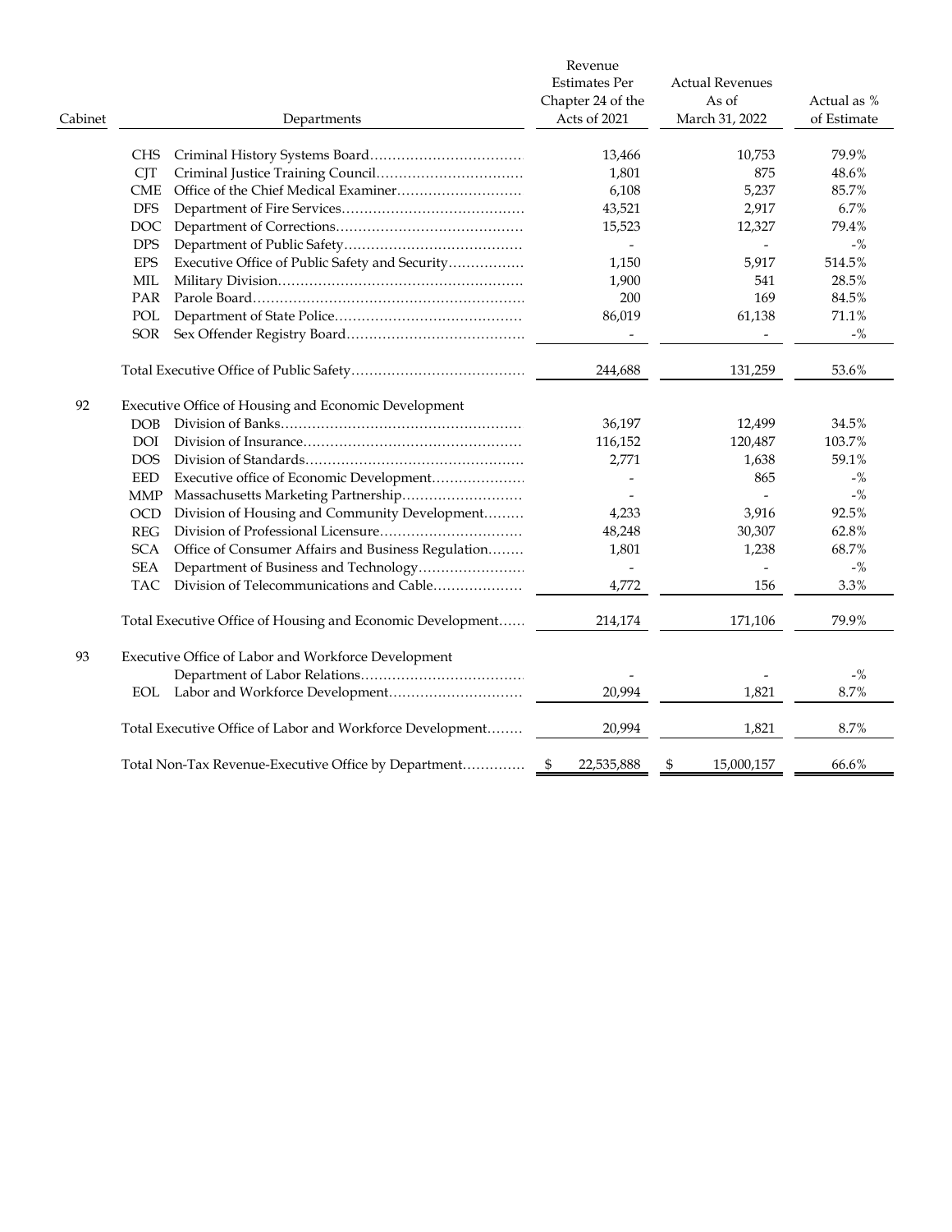| Cabinet | | Departments | Revenue Estimates Per Chapter 24 of the Acts of 2021 | Actual Revenues As of March 31, 2022 | Actual as % of Estimate |
|---|---|---|---|---|---|
| | CHS | Criminal History Systems Board | 13,466 | 10,753 | 79.9% |
| | CJT | Criminal Justice Training Council | 1,801 | 875 | 48.6% |
| | CME | Office of the Chief Medical Examiner | 6,108 | 5,237 | 85.7% |
| | DFS | Department of Fire Services | 43,521 | 2,917 | 6.7% |
| | DOC | Department of Corrections | 15,523 | 12,327 | 79.4% |
| | DPS | Department of Public Safety | - | - | -% |
| | EPS | Executive Office of Public Safety and Security | 1,150 | 5,917 | 514.5% |
| | MIL | Military Division | 1,900 | 541 | 28.5% |
| | PAR | Parole Board | 200 | 169 | 84.5% |
| | POL | Department of State Police | 86,019 | 61,138 | 71.1% |
| | SOR | Sex Offender Registry Board | - | - | -% |
| | | Total Executive Office of Public Safety | 244,688 | 131,259 | 53.6% |
| 92 | | Executive Office of Housing and Economic Development | | | |
| | DOB | Division of Banks | 36,197 | 12,499 | 34.5% |
| | DOI | Division of Insurance | 116,152 | 120,487 | 103.7% |
| | DOS | Division of Standards | 2,771 | 1,638 | 59.1% |
| | EED | Executive office of Economic Development | - | 865 | -% |
| | MMP | Massachusetts Marketing Partnership | - | - | -% |
| | OCD | Division of Housing and Community Development | 4,233 | 3,916 | 92.5% |
| | REG | Division of Professional Licensure | 48,248 | 30,307 | 62.8% |
| | SCA | Office of Consumer Affairs and Business Regulation | 1,801 | 1,238 | 68.7% |
| | SEA | Department of Business and Technology | - | - | -% |
| | TAC | Division of Telecommunications and Cable | 4,772 | 156 | 3.3% |
| | | Total Executive Office of Housing and Economic Development | 214,174 | 171,106 | 79.9% |
| 93 | | Executive Office of Labor and Workforce Development | | | |
| | | Department of Labor Relations | - | - | -% |
| | EOL | Labor and Workforce Development | 20,994 | 1,821 | 8.7% |
| | | Total Executive Office of Labor and Workforce Development | 20,994 | 1,821 | 8.7% |
| | | Total Non-Tax Revenue-Executive Office by Department | $ 22,535,888 | $ 15,000,157 | 66.6% |